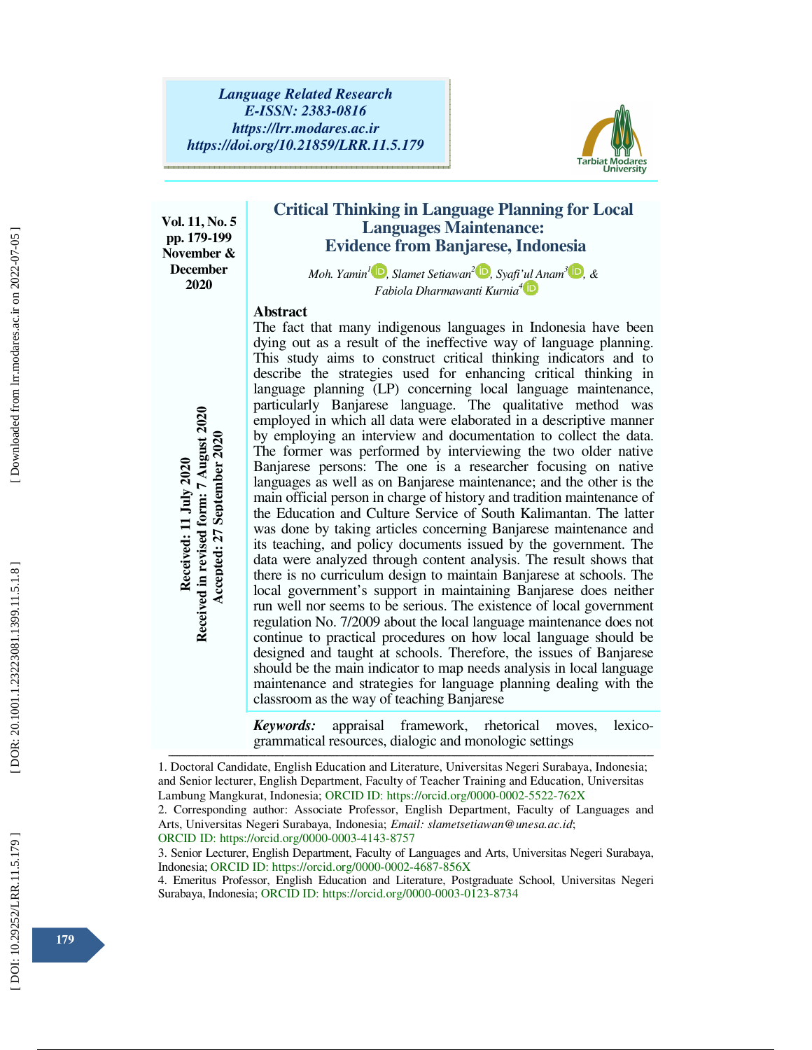Language Related Research
E-ISSN: 2383-0816
https://lrr.modares.ac.ir
https://doi.org/10.21859/LRR.11.5.179

Vol. 11, No. 5
pp. 179-199
November & December 2020

Received: 11 July 2020
Received in revised form: 7 August 2020
Accepted: 27 September 2020

# Critical Thinking in Language Planning for Local Languages Maintenance: Evidence from Banjarese, Indonesia

*Moh. Yamin*[1], *Slamet Setiawan*[2], *Syafi'ul Anam*[3], & *Fabiola Dharmawanti Kurnia*[4]

## Abstract

The fact that many indigenous languages in Indonesia have been dying out as a result of the ineffective way of language planning. This study aims to construct critical thinking indicators and to describe the strategies used for enhancing critical thinking in language planning (LP) concerning local language maintenance, particularly Banjarese language. The qualitative method was employed in which all data were elaborated in a descriptive manner by employing an interview and documentation to collect the data. The former was performed by interviewing the two older native Banjarese persons: The one is a researcher focusing on native languages as well as on Banjarese maintenance; and the other is the main official person in charge of history and tradition maintenance of the Education and Culture Service of South Kalimantan. The latter was done by taking articles concerning Banjarese maintenance and its teaching, and policy documents issued by the government. The data were analyzed through content analysis. The result shows that there is no curriculum design to maintain Banjarese at schools. The local government's support in maintaining Banjarese does neither run well nor seems to be serious. The existence of local government regulation No. 7/2009 about the local language maintenance does not continue to practical procedures on how local language should be designed and taught at schools. Therefore, the issues of Banjarese should be the main indicator to map needs analysis in local language maintenance and strategies for language planning dealing with the classroom as the way of teaching Banjarese

***Keywords:*** appraisal framework, rhetorical moves, lexico-grammatical resources, dialogic and monologic settings

---

1. Doctoral Candidate, English Education and Literature, Universitas Negeri Surabaya, Indonesia; and Senior lecturer, English Department, Faculty of Teacher Training and Education, Universitas Lambung Mangkurat, Indonesia; ORCID ID: https://orcid.org/0000-0002-5522-762X

2. Corresponding author: Associate Professor, English Department, Faculty of Languages and Arts, Universitas Negeri Surabaya, Indonesia; *Email: slametsetiawan@unesa.ac.id*; ORCID ID: https://orcid.org/0000-0003-4143-8757

3. Senior Lecturer, English Department, Faculty of Languages and Arts, Universitas Negeri Surabaya, Indonesia; ORCID ID: https://orcid.org/0000-0002-4687-856X

4. Emeritus Professor, English Education and Literature, Postgraduate School, Universitas Negeri Surabaya, Indonesia; ORCID ID: https://orcid.org/0000-0003-0123-8734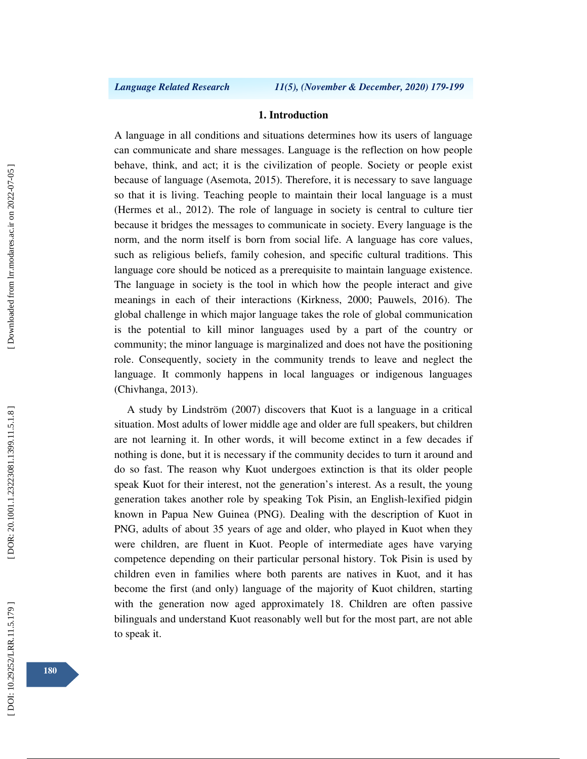## 1. Introduction

A language in all conditions and situations determines how its users of language can communicate and share messages. Language is the reflection on how people behave, think, and act; it is the civilization of people. Society or people exist because of language (Asemota, 2015). Therefore, it is necessary to save language so that it is living. Teaching people to maintain their local language is a must (Hermes et al., 2012). The role of language in society is central to culture tier because it bridges the messages to communicate in society. Every language is the norm, and the norm itself is born from social life. A language has core values, such as religious beliefs, family cohesion, and specific cultural traditions. This language core should be noticed as a prerequisite to maintain language existence. The language in society is the tool in which how the people interact and give meanings in each of their interactions (Kirkness, 2000; Pauwels, 2016). The global challenge in which major language takes the role of global communication is the potential to kill minor languages used by a part of the country or community; the minor language is marginalized and does not have the positioning role. Consequently, society in the community trends to leave and neglect the language. It commonly happens in local languages or indigenous languages (Chivhanga, 2013).

A study by Lindström (2007) discovers that Kuot is a language in a critical situation. Most adults of lower middle age and older are full speakers, but children are not learning it. In other words, it will become extinct in a few decades if nothing is done, but it is necessary if the community decides to turn it around and do so fast. The reason why Kuot undergoes extinction is that its older people speak Kuot for their interest, not the generation's interest. As a result, the young generation takes another role by speaking Tok Pisin, an English-lexified pidgin known in Papua New Guinea (PNG). Dealing with the description of Kuot in PNG, adults of about 35 years of age and older, who played in Kuot when they were children, are fluent in Kuot. People of intermediate ages have varying competence depending on their particular personal history. Tok Pisin is used by children even in families where both parents are natives in Kuot, and it has become the first (and only) language of the majority of Kuot children, starting with the generation now aged approximately 18. Children are often passive bilinguals and understand Kuot reasonably well but for the most part, are not able to speak it.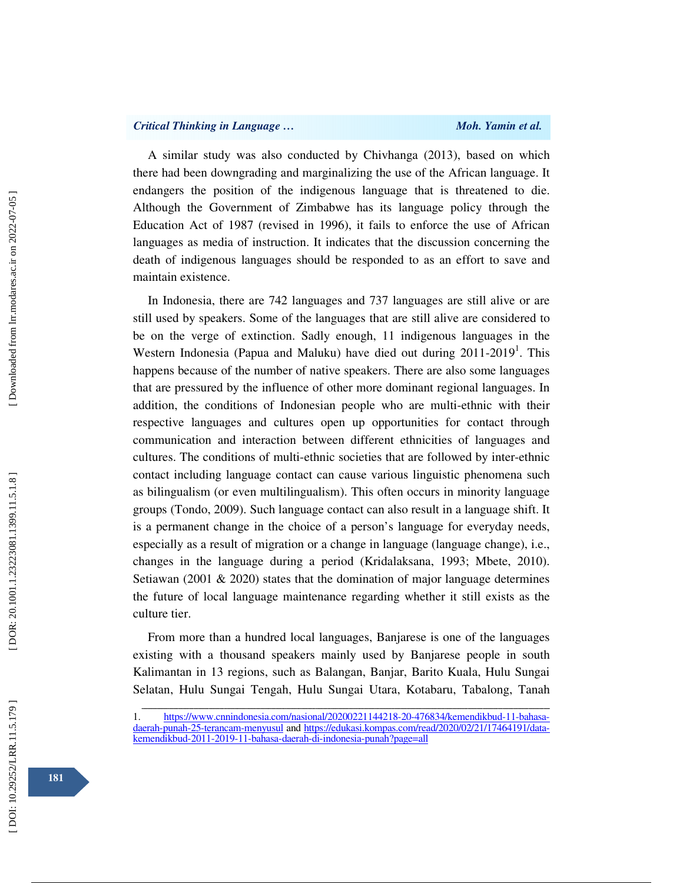A similar study was also conducted by Chivhanga (2013), based on which there had been downgrading and marginalizing the use of the African language. It endangers the position of the indigenous language that is threatened to die. Although the Government of Zimbabwe has its language policy through the Education Act of 1987 (revised in 1996), it fails to enforce the use of African languages as media of instruction. It indicates that the discussion concerning the death of indigenous languages should be responded to as an effort to save and maintain existence.

In Indonesia, there are 742 languages and 737 languages are still alive or are still used by speakers. Some of the languages that are still alive are considered to be on the verge of extinction. Sadly enough, 11 indigenous languages in the Western Indonesia (Papua and Maluku) have died out during 2011-2019[1]. This happens because of the number of native speakers. There are also some languages that are pressured by the influence of other more dominant regional languages. In addition, the conditions of Indonesian people who are multi-ethnic with their respective languages and cultures open up opportunities for contact through communication and interaction between different ethnicities of languages and cultures. The conditions of multi-ethnic societies that are followed by inter-ethnic contact including language contact can cause various linguistic phenomena such as bilingualism (or even multilingualism). This often occurs in minority language groups (Tondo, 2009). Such language contact can also result in a language shift. It is a permanent change in the choice of a person's language for everyday needs, especially as a result of migration or a change in language (language change), i.e., changes in the language during a period (Kridalaksana, 1993; Mbete, 2010). Setiawan (2001 & 2020) states that the domination of major language determines the future of local language maintenance regarding whether it still exists as the culture tier.

From more than a hundred local languages, Banjarese is one of the languages existing with a thousand speakers mainly used by Banjarese people in south Kalimantan in 13 regions, such as Balangan, Banjar, Barito Kuala, Hulu Sungai Selatan, Hulu Sungai Tengah, Hulu Sungai Utara, Kotabaru, Tabalong, Tanah

---

1. https://www.cnnindonesia.com/nasional/20200221144218-20-476834/kemendikbud-11-bahasa-daerah-punah-25-terancam-menyusul and https://edukasi.kompas.com/read/2020/02/21/17464191/data-kemendikbud-2011-2019-11-bahasa-daerah-di-indonesia-punah?page=all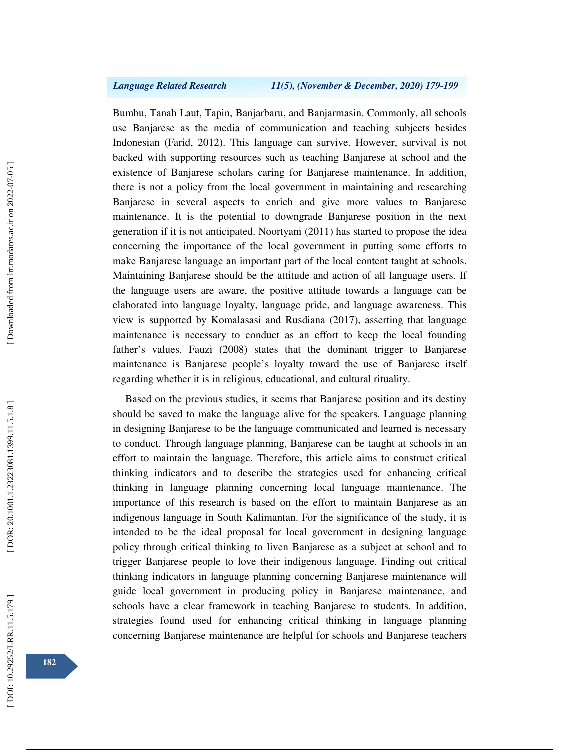Bumbu, Tanah Laut, Tapin, Banjarbaru, and Banjarmasin. Commonly, all schools use Banjarese as the media of communication and teaching subjects besides Indonesian (Farid, 2012). This language can survive. However, survival is not backed with supporting resources such as teaching Banjarese at school and the existence of Banjarese scholars caring for Banjarese maintenance. In addition, there is not a policy from the local government in maintaining and researching Banjarese in several aspects to enrich and give more values to Banjarese maintenance. It is the potential to downgrade Banjarese position in the next generation if it is not anticipated. Noortyani (2011) has started to propose the idea concerning the importance of the local government in putting some efforts to make Banjarese language an important part of the local content taught at schools. Maintaining Banjarese should be the attitude and action of all language users. If the language users are aware, the positive attitude towards a language can be elaborated into language loyalty, language pride, and language awareness. This view is supported by Komalasasi and Rusdiana (2017), asserting that language maintenance is necessary to conduct as an effort to keep the local founding father's values. Fauzi (2008) states that the dominant trigger to Banjarese maintenance is Banjarese people's loyalty toward the use of Banjarese itself regarding whether it is in religious, educational, and cultural rituality.

Based on the previous studies, it seems that Banjarese position and its destiny should be saved to make the language alive for the speakers. Language planning in designing Banjarese to be the language communicated and learned is necessary to conduct. Through language planning, Banjarese can be taught at schools in an effort to maintain the language. Therefore, this article aims to construct critical thinking indicators and to describe the strategies used for enhancing critical thinking in language planning concerning local language maintenance. The importance of this research is based on the effort to maintain Banjarese as an indigenous language in South Kalimantan. For the significance of the study, it is intended to be the ideal proposal for local government in designing language policy through critical thinking to liven Banjarese as a subject at school and to trigger Banjarese people to love their indigenous language. Finding out critical thinking indicators in language planning concerning Banjarese maintenance will guide local government in producing policy in Banjarese maintenance, and schools have a clear framework in teaching Banjarese to students. In addition, strategies found used for enhancing critical thinking in language planning concerning Banjarese maintenance are helpful for schools and Banjarese teachers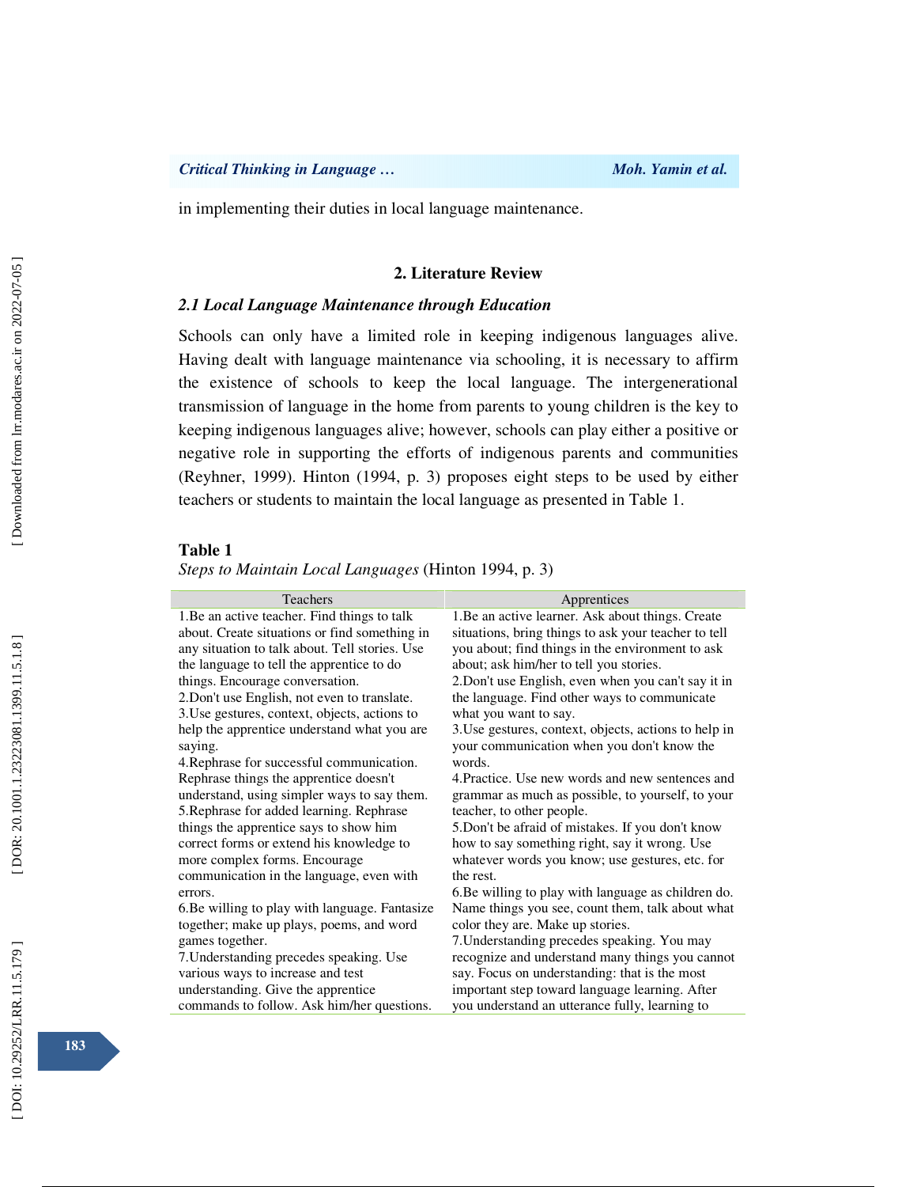in implementing their duties in local language maintenance.

## 2. Literature Review

### *2.1 Local Language Maintenance through Education*

Schools can only have a limited role in keeping indigenous languages alive. Having dealt with language maintenance via schooling, it is necessary to affirm the existence of schools to keep the local language. The intergenerational transmission of language in the home from parents to young children is the key to keeping indigenous languages alive; however, schools can play either a positive or negative role in supporting the efforts of indigenous parents and communities (Reyhner, 1999). Hinton (1994, p. 3) proposes eight steps to be used by either teachers or students to maintain the local language as presented in Table 1.

**Table 1**

*Steps to Maintain Local Languages* (Hinton 1994, p. 3)

| Teachers | Apprentices |
|---|---|
| 1.Be an active teacher. Find things to talk about. Create situations or find something in any situation to talk about. Tell stories. Use the language to tell the apprentice to do things. Encourage conversation.<br>2.Don't use English, not even to translate.<br>3.Use gestures, context, objects, actions to help the apprentice understand what you are saying.<br>4.Rephrase for successful communication. Rephrase things the apprentice doesn't understand, using simpler ways to say them.<br>5.Rephrase for added learning. Rephrase things the apprentice says to show him correct forms or extend his knowledge to more complex forms. Encourage communication in the language, even with errors.<br>6.Be willing to play with language. Fantasize together; make up plays, poems, and word games together.<br>7.Understanding precedes speaking. Use various ways to increase and test understanding. Give the apprentice commands to follow. Ask him/her questions. | 1.Be an active learner. Ask about things. Create situations, bring things to ask your teacher to tell you about; find things in the environment to ask about; ask him/her to tell you stories.<br>2.Don't use English, even when you can't say it in the language. Find other ways to communicate what you want to say.<br>3.Use gestures, context, objects, actions to help in your communication when you don't know the words.<br>4.Practice. Use new words and new sentences and grammar as much as possible, to yourself, to your teacher, to other people.<br>5.Don't be afraid of mistakes. If you don't know how to say something right, say it wrong. Use whatever words you know; use gestures, etc. for the rest.<br>6.Be willing to play with language as children do. Name things you see, count them, talk about what color they are. Make up stories.<br>7.Understanding precedes speaking. You may recognize and understand many things you cannot say. Focus on understanding: that is the most important step toward language learning. After you understand an utterance fully, learning to |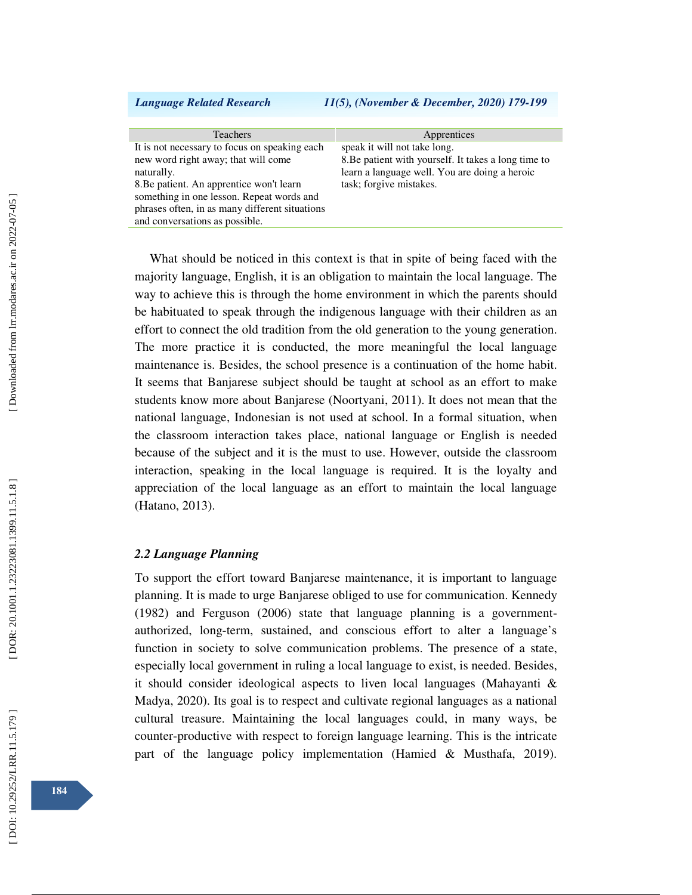| Teachers | Apprentices |
|---|---|
| It is not necessary to focus on speaking each new word right away; that will come naturally.<br>8.Be patient. An apprentice won't learn something in one lesson. Repeat words and phrases often, in as many different situations and conversations as possible. | speak it will not take long.<br>8.Be patient with yourself. It takes a long time to learn a language well. You are doing a heroic task; forgive mistakes. |

What should be noticed in this context is that in spite of being faced with the majority language, English, it is an obligation to maintain the local language. The way to achieve this is through the home environment in which the parents should be habituated to speak through the indigenous language with their children as an effort to connect the old tradition from the old generation to the young generation. The more practice it is conducted, the more meaningful the local language maintenance is. Besides, the school presence is a continuation of the home habit. It seems that Banjarese subject should be taught at school as an effort to make students know more about Banjarese (Noortyani, 2011). It does not mean that the national language, Indonesian is not used at school. In a formal situation, when the classroom interaction takes place, national language or English is needed because of the subject and it is the must to use. However, outside the classroom interaction, speaking in the local language is required. It is the loyalty and appreciation of the local language as an effort to maintain the local language (Hatano, 2013).

### *2.2 Language Planning*

To support the effort toward Banjarese maintenance, it is important to language planning. It is made to urge Banjarese obliged to use for communication. Kennedy (1982) and Ferguson (2006) state that language planning is a government-authorized, long-term, sustained, and conscious effort to alter a language's function in society to solve communication problems. The presence of a state, especially local government in ruling a local language to exist, is needed. Besides, it should consider ideological aspects to liven local languages (Mahayanti & Madya, 2020). Its goal is to respect and cultivate regional languages as a national cultural treasure. Maintaining the local languages could, in many ways, be counter-productive with respect to foreign language learning. This is the intricate part of the language policy implementation (Hamied & Musthafa, 2019).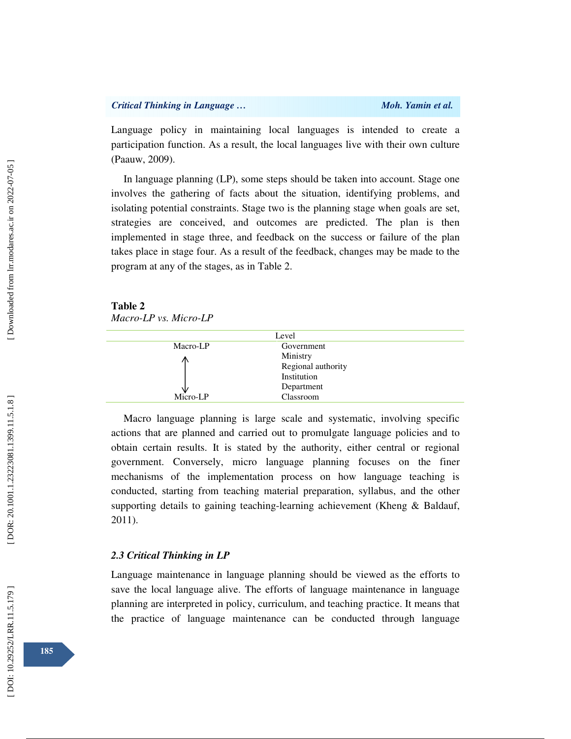Language policy in maintaining local languages is intended to create a participation function. As a result, the local languages live with their own culture (Paauw, 2009).

In language planning (LP), some steps should be taken into account. Stage one involves the gathering of facts about the situation, identifying problems, and isolating potential constraints. Stage two is the planning stage when goals are set, strategies are conceived, and outcomes are predicted. The plan is then implemented in stage three, and feedback on the success or failure of the plan takes place in stage four. As a result of the feedback, changes may be made to the program at any of the stages, as in Table 2.

**Table 2**
*Macro-LP vs. Micro-LP*

| | Level |
|---|---|
| Macro-LP | Government |
| ↑ | Ministry |
| | Regional authority |
| | Institution |
| ↓ | Department |
| Micro-LP | Classroom |

Macro language planning is large scale and systematic, involving specific actions that are planned and carried out to promulgate language policies and to obtain certain results. It is stated by the authority, either central or regional government. Conversely, micro language planning focuses on the finer mechanisms of the implementation process on how language teaching is conducted, starting from teaching material preparation, syllabus, and the other supporting details to gaining teaching-learning achievement (Kheng & Baldauf, 2011).

### *2.3 Critical Thinking in LP*

Language maintenance in language planning should be viewed as the efforts to save the local language alive. The efforts of language maintenance in language planning are interpreted in policy, curriculum, and teaching practice. It means that the practice of language maintenance can be conducted through language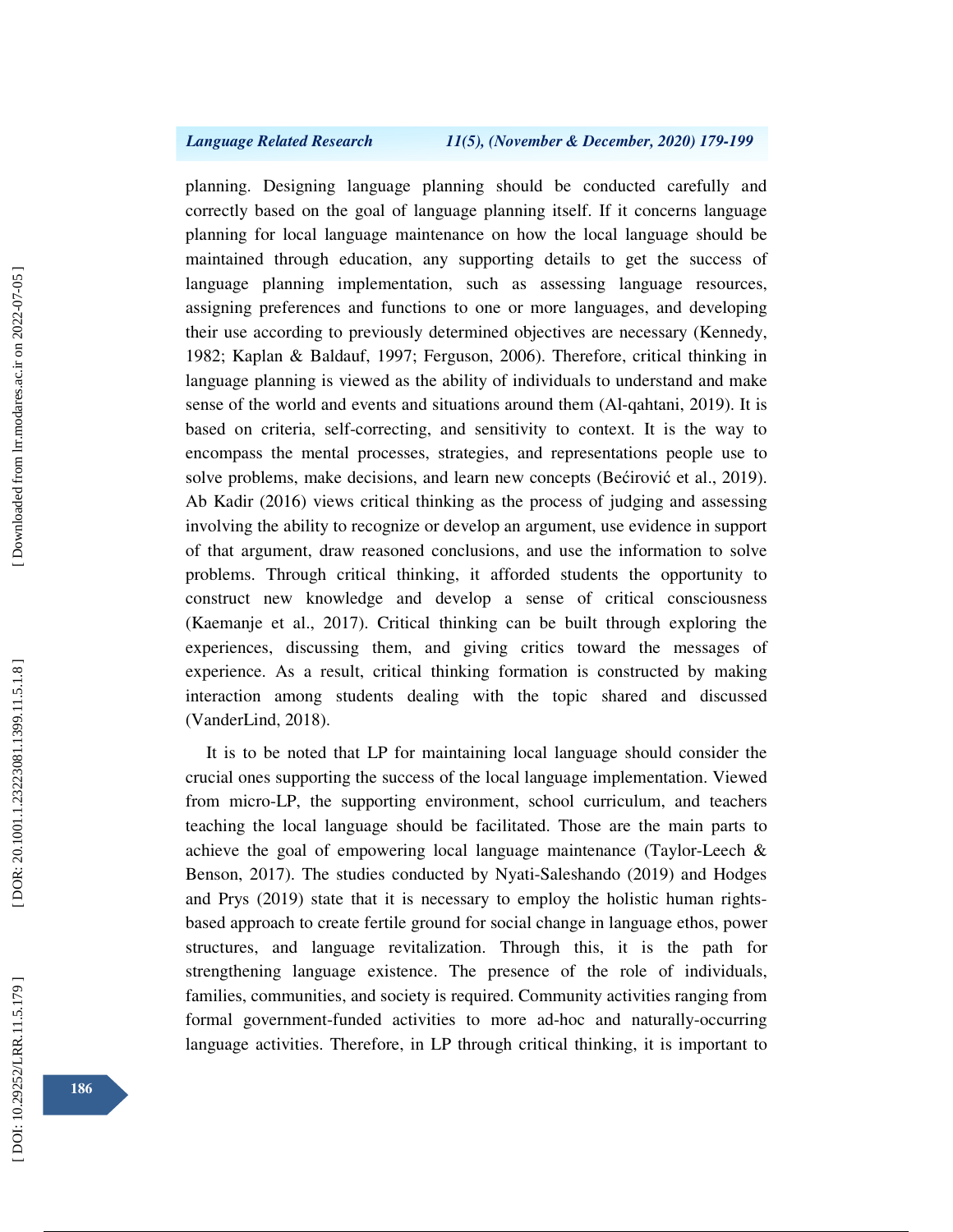planning. Designing language planning should be conducted carefully and correctly based on the goal of language planning itself. If it concerns language planning for local language maintenance on how the local language should be maintained through education, any supporting details to get the success of language planning implementation, such as assessing language resources, assigning preferences and functions to one or more languages, and developing their use according to previously determined objectives are necessary (Kennedy, 1982; Kaplan & Baldauf, 1997; Ferguson, 2006). Therefore, critical thinking in language planning is viewed as the ability of individuals to understand and make sense of the world and events and situations around them (Al-qahtani, 2019). It is based on criteria, self-correcting, and sensitivity to context. It is the way to encompass the mental processes, strategies, and representations people use to solve problems, make decisions, and learn new concepts (Bećirović et al., 2019). Ab Kadir (2016) views critical thinking as the process of judging and assessing involving the ability to recognize or develop an argument, use evidence in support of that argument, draw reasoned conclusions, and use the information to solve problems. Through critical thinking, it afforded students the opportunity to construct new knowledge and develop a sense of critical consciousness (Kaemanje et al., 2017). Critical thinking can be built through exploring the experiences, discussing them, and giving critics toward the messages of experience. As a result, critical thinking formation is constructed by making interaction among students dealing with the topic shared and discussed (VanderLind, 2018).

It is to be noted that LP for maintaining local language should consider the crucial ones supporting the success of the local language implementation. Viewed from micro-LP, the supporting environment, school curriculum, and teachers teaching the local language should be facilitated. Those are the main parts to achieve the goal of empowering local language maintenance (Taylor-Leech & Benson, 2017). The studies conducted by Nyati-Saleshando (2019) and Hodges and Prys (2019) state that it is necessary to employ the holistic human rights-based approach to create fertile ground for social change in language ethos, power structures, and language revitalization. Through this, it is the path for strengthening language existence. The presence of the role of individuals, families, communities, and society is required. Community activities ranging from formal government-funded activities to more ad-hoc and naturally-occurring language activities. Therefore, in LP through critical thinking, it is important to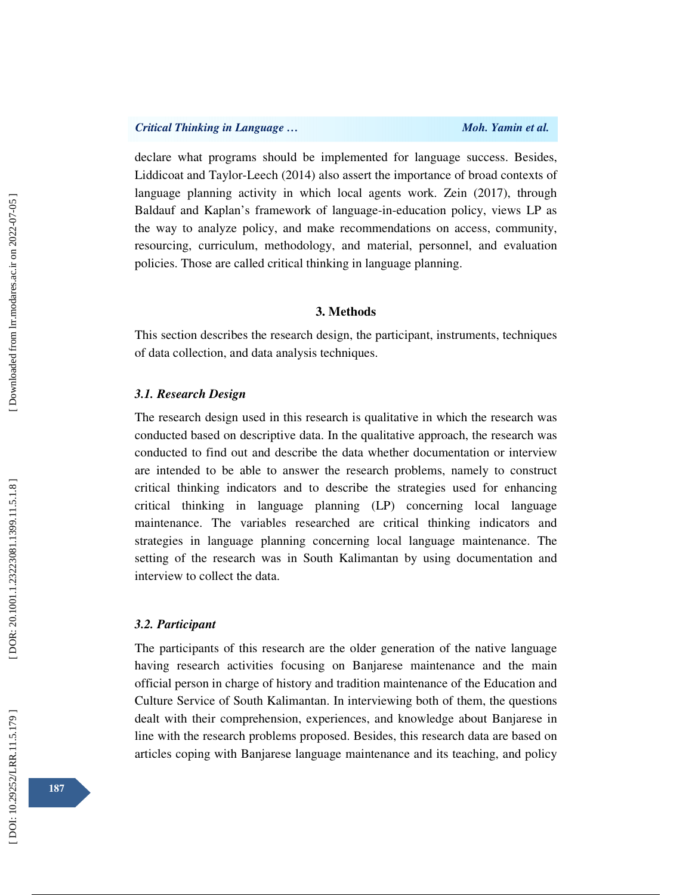declare what programs should be implemented for language success. Besides, Liddicoat and Taylor-Leech (2014) also assert the importance of broad contexts of language planning activity in which local agents work. Zein (2017), through Baldauf and Kaplan's framework of language-in-education policy, views LP as the way to analyze policy, and make recommendations on access, community, resourcing, curriculum, methodology, and material, personnel, and evaluation policies. Those are called critical thinking in language planning.

## 3. Methods

This section describes the research design, the participant, instruments, techniques of data collection, and data analysis techniques.

### *3.1. Research Design*

The research design used in this research is qualitative in which the research was conducted based on descriptive data. In the qualitative approach, the research was conducted to find out and describe the data whether documentation or interview are intended to be able to answer the research problems, namely to construct critical thinking indicators and to describe the strategies used for enhancing critical thinking in language planning (LP) concerning local language maintenance. The variables researched are critical thinking indicators and strategies in language planning concerning local language maintenance. The setting of the research was in South Kalimantan by using documentation and interview to collect the data.

### *3.2. Participant*

The participants of this research are the older generation of the native language having research activities focusing on Banjarese maintenance and the main official person in charge of history and tradition maintenance of the Education and Culture Service of South Kalimantan. In interviewing both of them, the questions dealt with their comprehension, experiences, and knowledge about Banjarese in line with the research problems proposed. Besides, this research data are based on articles coping with Banjarese language maintenance and its teaching, and policy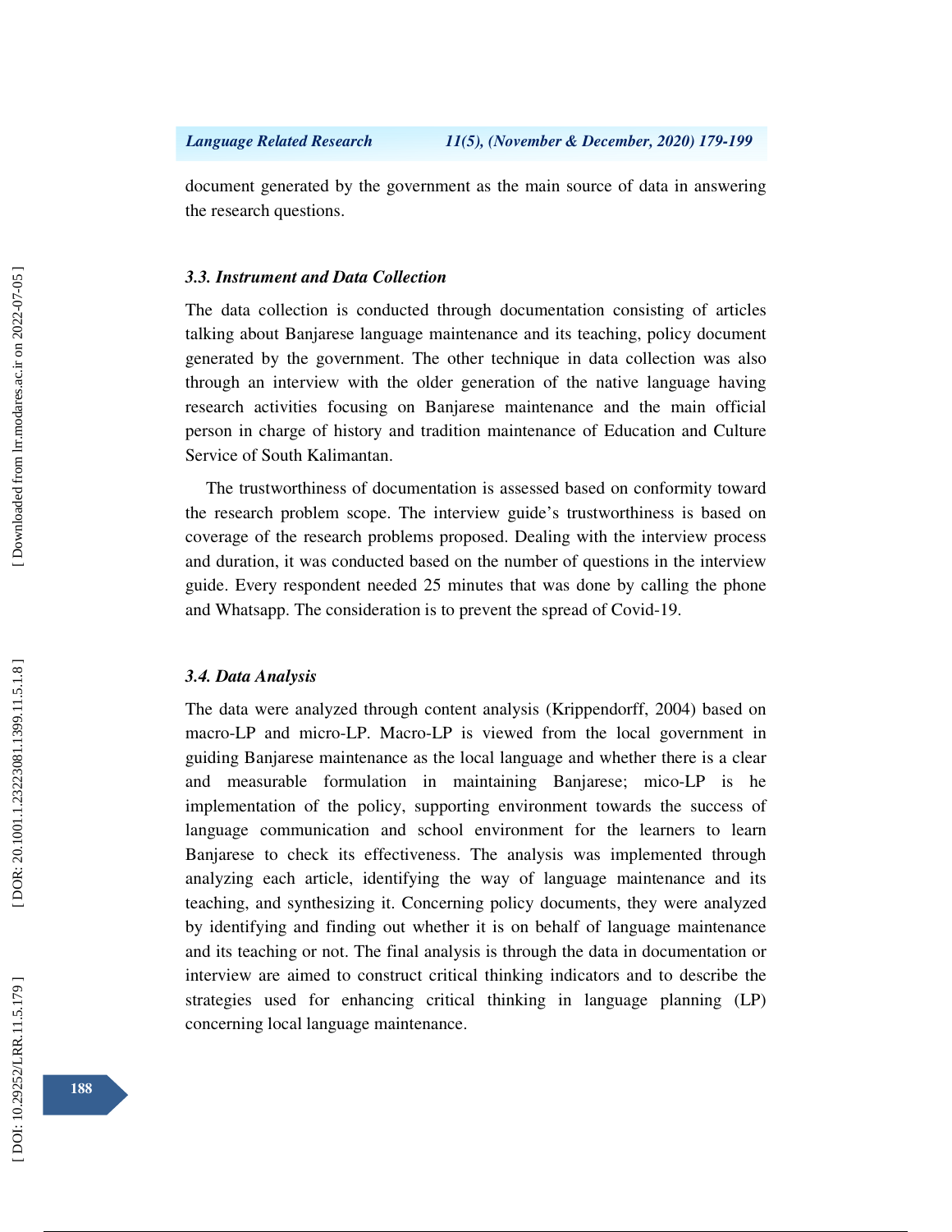document generated by the government as the main source of data in answering the research questions.

### *3.3. Instrument and Data Collection*

The data collection is conducted through documentation consisting of articles talking about Banjarese language maintenance and its teaching, policy document generated by the government. The other technique in data collection was also through an interview with the older generation of the native language having research activities focusing on Banjarese maintenance and the main official person in charge of history and tradition maintenance of Education and Culture Service of South Kalimantan.

The trustworthiness of documentation is assessed based on conformity toward the research problem scope. The interview guide's trustworthiness is based on coverage of the research problems proposed. Dealing with the interview process and duration, it was conducted based on the number of questions in the interview guide. Every respondent needed 25 minutes that was done by calling the phone and Whatsapp. The consideration is to prevent the spread of Covid-19.

### *3.4. Data Analysis*

The data were analyzed through content analysis (Krippendorff, 2004) based on macro-LP and micro-LP. Macro-LP is viewed from the local government in guiding Banjarese maintenance as the local language and whether there is a clear and measurable formulation in maintaining Banjarese; mico-LP is he implementation of the policy, supporting environment towards the success of language communication and school environment for the learners to learn Banjarese to check its effectiveness. The analysis was implemented through analyzing each article, identifying the way of language maintenance and its teaching, and synthesizing it. Concerning policy documents, they were analyzed by identifying and finding out whether it is on behalf of language maintenance and its teaching or not. The final analysis is through the data in documentation or interview are aimed to construct critical thinking indicators and to describe the strategies used for enhancing critical thinking in language planning (LP) concerning local language maintenance.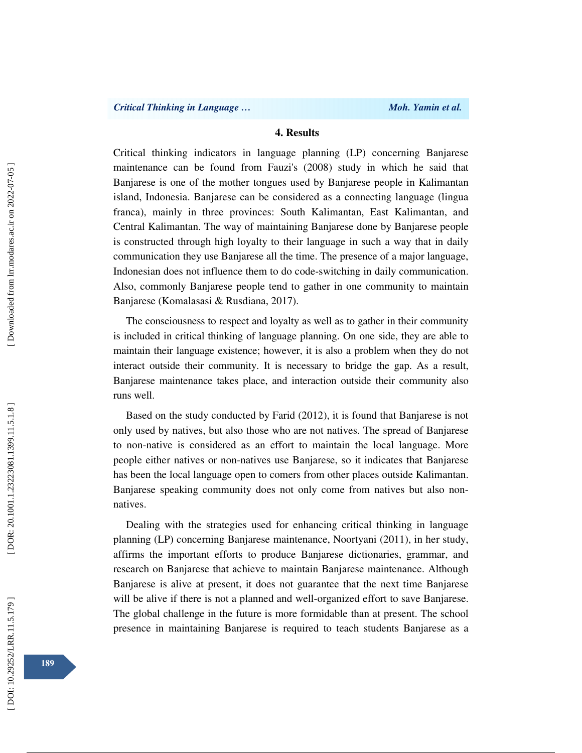## 4. Results

Critical thinking indicators in language planning (LP) concerning Banjarese maintenance can be found from Fauzi's (2008) study in which he said that Banjarese is one of the mother tongues used by Banjarese people in Kalimantan island, Indonesia. Banjarese can be considered as a connecting language (lingua franca), mainly in three provinces: South Kalimantan, East Kalimantan, and Central Kalimantan. The way of maintaining Banjarese done by Banjarese people is constructed through high loyalty to their language in such a way that in daily communication they use Banjarese all the time. The presence of a major language, Indonesian does not influence them to do code-switching in daily communication. Also, commonly Banjarese people tend to gather in one community to maintain Banjarese (Komalasasi & Rusdiana, 2017).

The consciousness to respect and loyalty as well as to gather in their community is included in critical thinking of language planning. On one side, they are able to maintain their language existence; however, it is also a problem when they do not interact outside their community. It is necessary to bridge the gap. As a result, Banjarese maintenance takes place, and interaction outside their community also runs well.

Based on the study conducted by Farid (2012), it is found that Banjarese is not only used by natives, but also those who are not natives. The spread of Banjarese to non-native is considered as an effort to maintain the local language. More people either natives or non-natives use Banjarese, so it indicates that Banjarese has been the local language open to comers from other places outside Kalimantan. Banjarese speaking community does not only come from natives but also non-natives.

Dealing with the strategies used for enhancing critical thinking in language planning (LP) concerning Banjarese maintenance, Noortyani (2011), in her study, affirms the important efforts to produce Banjarese dictionaries, grammar, and research on Banjarese that achieve to maintain Banjarese maintenance. Although Banjarese is alive at present, it does not guarantee that the next time Banjarese will be alive if there is not a planned and well-organized effort to save Banjarese. The global challenge in the future is more formidable than at present. The school presence in maintaining Banjarese is required to teach students Banjarese as a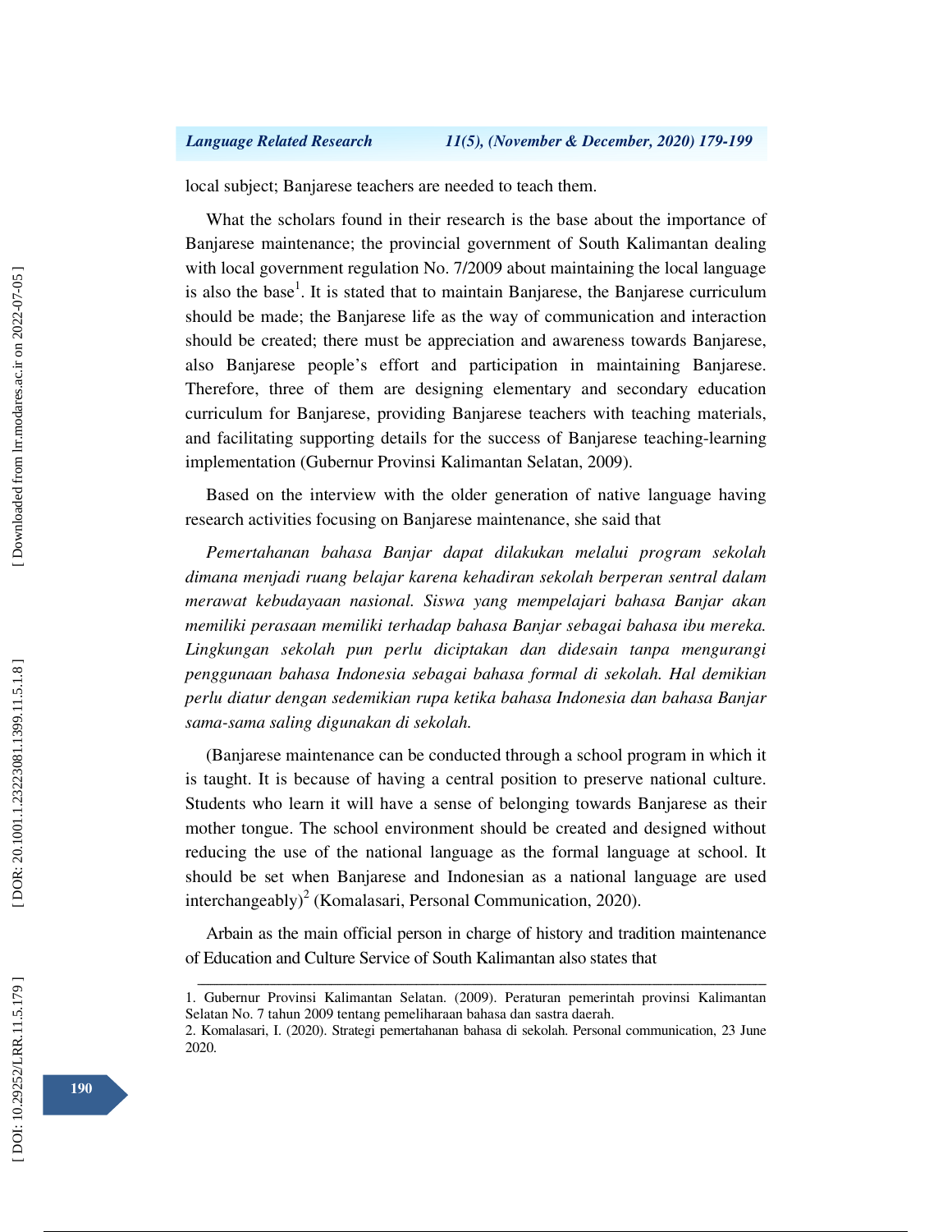local subject; Banjarese teachers are needed to teach them.

What the scholars found in their research is the base about the importance of Banjarese maintenance; the provincial government of South Kalimantan dealing with local government regulation No. 7/2009 about maintaining the local language is also the base[1]. It is stated that to maintain Banjarese, the Banjarese curriculum should be made; the Banjarese life as the way of communication and interaction should be created; there must be appreciation and awareness towards Banjarese, also Banjarese people's effort and participation in maintaining Banjarese. Therefore, three of them are designing elementary and secondary education curriculum for Banjarese, providing Banjarese teachers with teaching materials, and facilitating supporting details for the success of Banjarese teaching-learning implementation (Gubernur Provinsi Kalimantan Selatan, 2009).

Based on the interview with the older generation of native language having research activities focusing on Banjarese maintenance, she said that

*Pemertahanan bahasa Banjar dapat dilakukan melalui program sekolah dimana menjadi ruang belajar karena kehadiran sekolah berperan sentral dalam merawat kebudayaan nasional. Siswa yang mempelajari bahasa Banjar akan memiliki perasaan memiliki terhadap bahasa Banjar sebagai bahasa ibu mereka. Lingkungan sekolah pun perlu diciptakan dan didesain tanpa mengurangi penggunaan bahasa Indonesia sebagai bahasa formal di sekolah. Hal demikian perlu diatur dengan sedemikian rupa ketika bahasa Indonesia dan bahasa Banjar sama-sama saling digunakan di sekolah.*

(Banjarese maintenance can be conducted through a school program in which it is taught. It is because of having a central position to preserve national culture. Students who learn it will have a sense of belonging towards Banjarese as their mother tongue. The school environment should be created and designed without reducing the use of the national language as the formal language at school. It should be set when Banjarese and Indonesian as a national language are used interchangeably)[2] (Komalasari, Personal Communication, 2020).

Arbain as the main official person in charge of history and tradition maintenance of Education and Culture Service of South Kalimantan also states that

---

1. Gubernur Provinsi Kalimantan Selatan. (2009). Peraturan pemerintah provinsi Kalimantan Selatan No. 7 tahun 2009 tentang pemeliharaan bahasa dan sastra daerah.

2. Komalasari, I. (2020). Strategi pemertahanan bahasa di sekolah. Personal communication, 23 June 2020.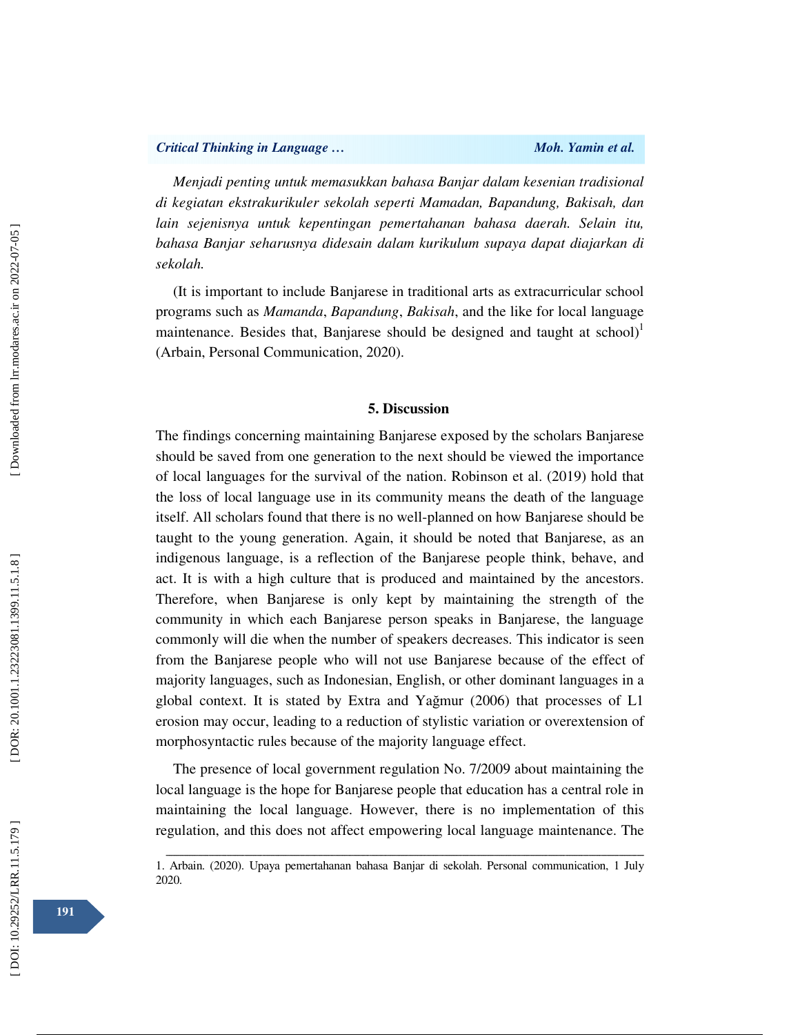*Menjadi penting untuk memasukkan bahasa Banjar dalam kesenian tradisional di kegiatan ekstrakurikuler sekolah seperti Mamadan, Bapandung, Bakisah, dan lain sejenisnya untuk kepentingan pemertahanan bahasa daerah. Selain itu, bahasa Banjar seharusnya didesain dalam kurikulum supaya dapat diajarkan di sekolah.*

(It is important to include Banjarese in traditional arts as extracurricular school programs such as *Mamanda*, *Bapandung*, *Bakisah*, and the like for local language maintenance. Besides that, Banjarese should be designed and taught at school)[1] (Arbain, Personal Communication, 2020).

## 5. Discussion

The findings concerning maintaining Banjarese exposed by the scholars Banjarese should be saved from one generation to the next should be viewed the importance of local languages for the survival of the nation. Robinson et al. (2019) hold that the loss of local language use in its community means the death of the language itself. All scholars found that there is no well-planned on how Banjarese should be taught to the young generation. Again, it should be noted that Banjarese, as an indigenous language, is a reflection of the Banjarese people think, behave, and act. It is with a high culture that is produced and maintained by the ancestors. Therefore, when Banjarese is only kept by maintaining the strength of the community in which each Banjarese person speaks in Banjarese, the language commonly will die when the number of speakers decreases. This indicator is seen from the Banjarese people who will not use Banjarese because of the effect of majority languages, such as Indonesian, English, or other dominant languages in a global context. It is stated by Extra and Yağmur (2006) that processes of L1 erosion may occur, leading to a reduction of stylistic variation or overextension of morphosyntactic rules because of the majority language effect.

The presence of local government regulation No. 7/2009 about maintaining the local language is the hope for Banjarese people that education has a central role in maintaining the local language. However, there is no implementation of this regulation, and this does not affect empowering local language maintenance. The

---

1. Arbain. (2020). Upaya pemertahanan bahasa Banjar di sekolah. Personal communication, 1 July 2020.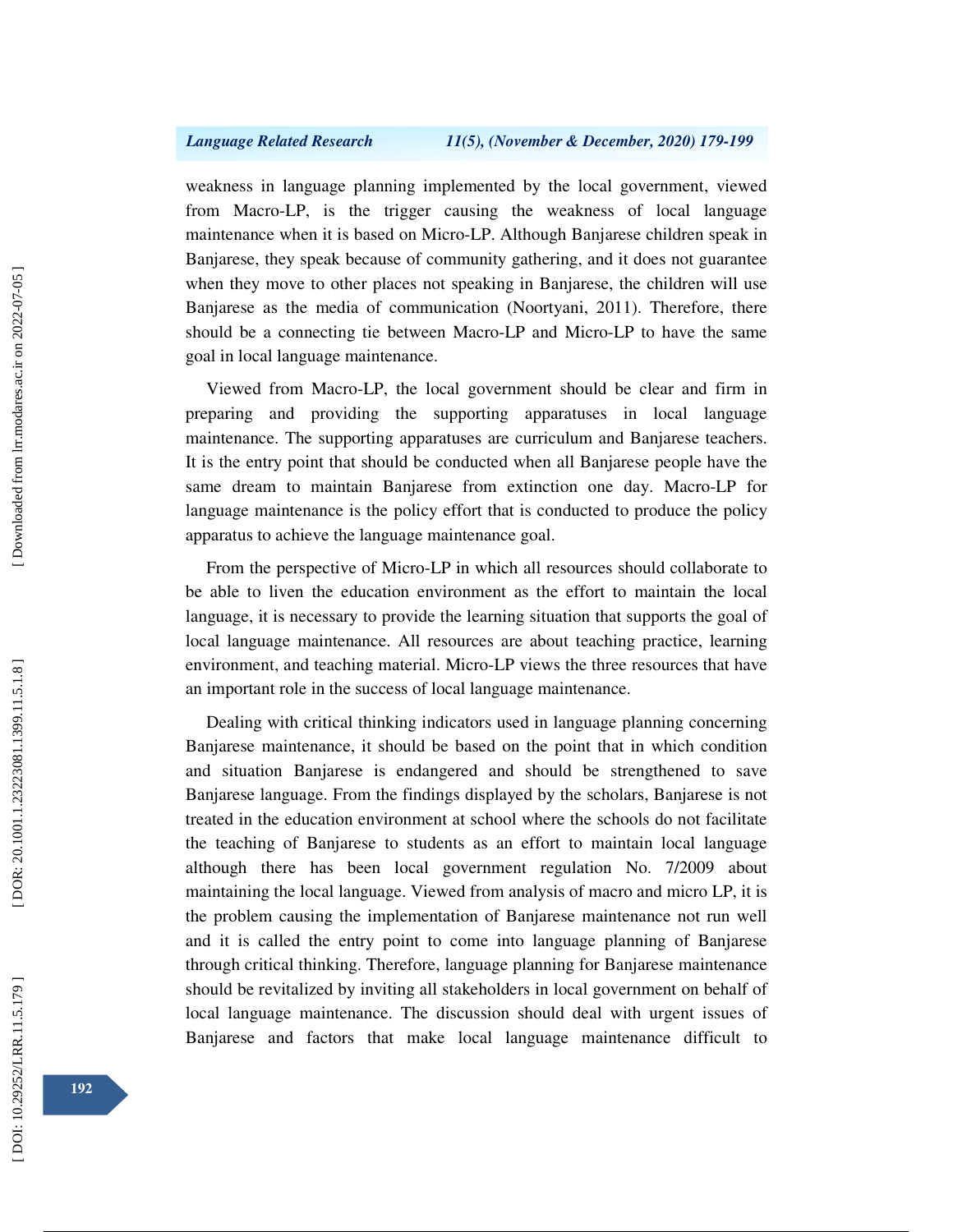weakness in language planning implemented by the local government, viewed from Macro-LP, is the trigger causing the weakness of local language maintenance when it is based on Micro-LP. Although Banjarese children speak in Banjarese, they speak because of community gathering, and it does not guarantee when they move to other places not speaking in Banjarese, the children will use Banjarese as the media of communication (Noortyani, 2011). Therefore, there should be a connecting tie between Macro-LP and Micro-LP to have the same goal in local language maintenance.

Viewed from Macro-LP, the local government should be clear and firm in preparing and providing the supporting apparatuses in local language maintenance. The supporting apparatuses are curriculum and Banjarese teachers. It is the entry point that should be conducted when all Banjarese people have the same dream to maintain Banjarese from extinction one day. Macro-LP for language maintenance is the policy effort that is conducted to produce the policy apparatus to achieve the language maintenance goal.

From the perspective of Micro-LP in which all resources should collaborate to be able to liven the education environment as the effort to maintain the local language, it is necessary to provide the learning situation that supports the goal of local language maintenance. All resources are about teaching practice, learning environment, and teaching material. Micro-LP views the three resources that have an important role in the success of local language maintenance.

Dealing with critical thinking indicators used in language planning concerning Banjarese maintenance, it should be based on the point that in which condition and situation Banjarese is endangered and should be strengthened to save Banjarese language. From the findings displayed by the scholars, Banjarese is not treated in the education environment at school where the schools do not facilitate the teaching of Banjarese to students as an effort to maintain local language although there has been local government regulation No. 7/2009 about maintaining the local language. Viewed from analysis of macro and micro LP, it is the problem causing the implementation of Banjarese maintenance not run well and it is called the entry point to come into language planning of Banjarese through critical thinking. Therefore, language planning for Banjarese maintenance should be revitalized by inviting all stakeholders in local government on behalf of local language maintenance. The discussion should deal with urgent issues of Banjarese and factors that make local language maintenance difficult to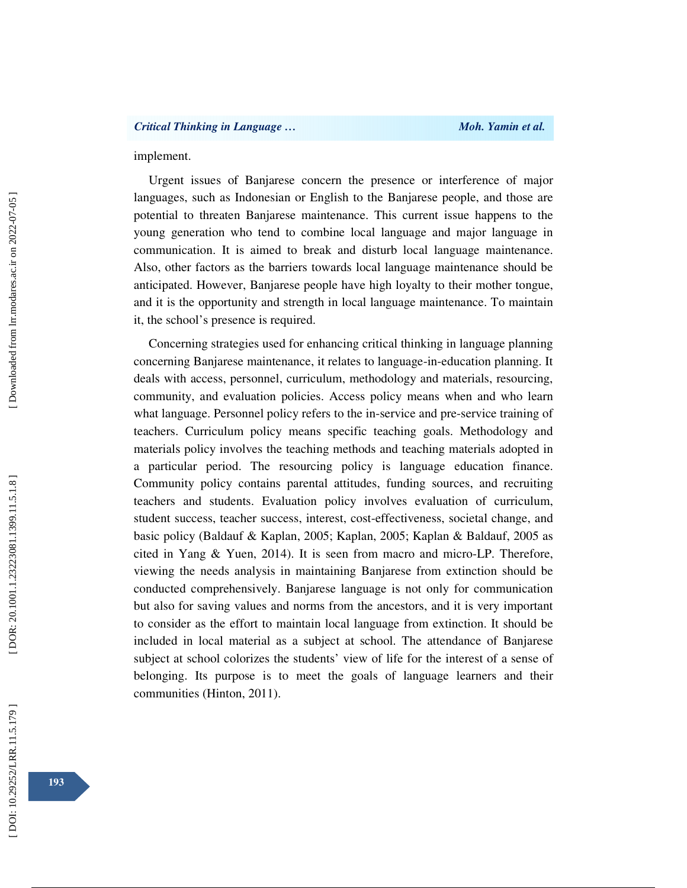implement.

Urgent issues of Banjarese concern the presence or interference of major languages, such as Indonesian or English to the Banjarese people, and those are potential to threaten Banjarese maintenance. This current issue happens to the young generation who tend to combine local language and major language in communication. It is aimed to break and disturb local language maintenance. Also, other factors as the barriers towards local language maintenance should be anticipated. However, Banjarese people have high loyalty to their mother tongue, and it is the opportunity and strength in local language maintenance. To maintain it, the school's presence is required.

Concerning strategies used for enhancing critical thinking in language planning concerning Banjarese maintenance, it relates to language-in-education planning. It deals with access, personnel, curriculum, methodology and materials, resourcing, community, and evaluation policies. Access policy means when and who learn what language. Personnel policy refers to the in-service and pre-service training of teachers. Curriculum policy means specific teaching goals. Methodology and materials policy involves the teaching methods and teaching materials adopted in a particular period. The resourcing policy is language education finance. Community policy contains parental attitudes, funding sources, and recruiting teachers and students. Evaluation policy involves evaluation of curriculum, student success, teacher success, interest, cost-effectiveness, societal change, and basic policy (Baldauf & Kaplan, 2005; Kaplan, 2005; Kaplan & Baldauf, 2005 as cited in Yang & Yuen, 2014). It is seen from macro and micro-LP. Therefore, viewing the needs analysis in maintaining Banjarese from extinction should be conducted comprehensively. Banjarese language is not only for communication but also for saving values and norms from the ancestors, and it is very important to consider as the effort to maintain local language from extinction. It should be included in local material as a subject at school. The attendance of Banjarese subject at school colorizes the students' view of life for the interest of a sense of belonging. Its purpose is to meet the goals of language learners and their communities (Hinton, 2011).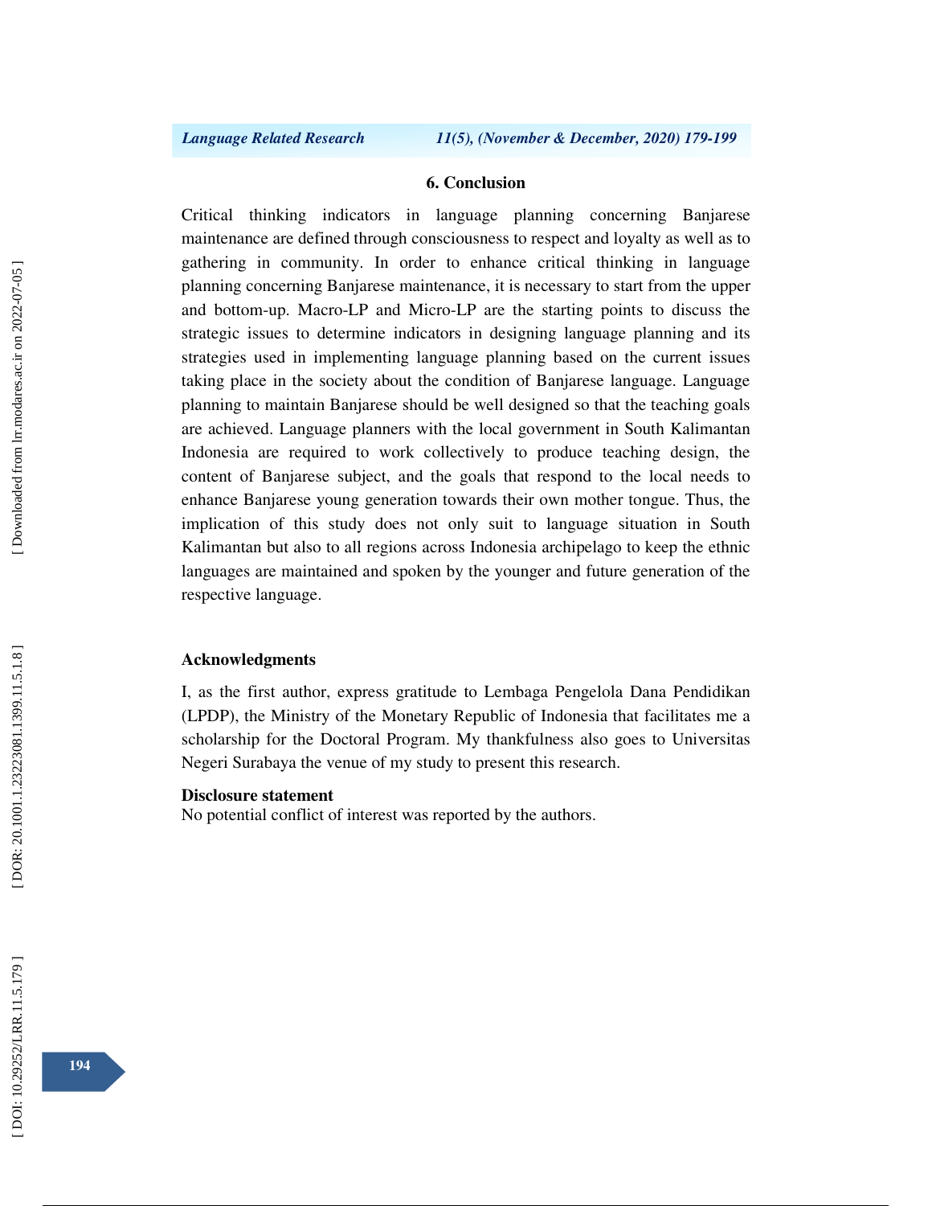## 6. Conclusion

Critical thinking indicators in language planning concerning Banjarese maintenance are defined through consciousness to respect and loyalty as well as to gathering in community. In order to enhance critical thinking in language planning concerning Banjarese maintenance, it is necessary to start from the upper and bottom-up. Macro-LP and Micro-LP are the starting points to discuss the strategic issues to determine indicators in designing language planning and its strategies used in implementing language planning based on the current issues taking place in the society about the condition of Banjarese language. Language planning to maintain Banjarese should be well designed so that the teaching goals are achieved. Language planners with the local government in South Kalimantan Indonesia are required to work collectively to produce teaching design, the content of Banjarese subject, and the goals that respond to the local needs to enhance Banjarese young generation towards their own mother tongue. Thus, the implication of this study does not only suit to language situation in South Kalimantan but also to all regions across Indonesia archipelago to keep the ethnic languages are maintained and spoken by the younger and future generation of the respective language.

### Acknowledgments

I, as the first author, express gratitude to Lembaga Pengelola Dana Pendidikan (LPDP), the Ministry of the Monetary Republic of Indonesia that facilitates me a scholarship for the Doctoral Program. My thankfulness also goes to Universitas Negeri Surabaya the venue of my study to present this research.

### Disclosure statement

No potential conflict of interest was reported by the authors.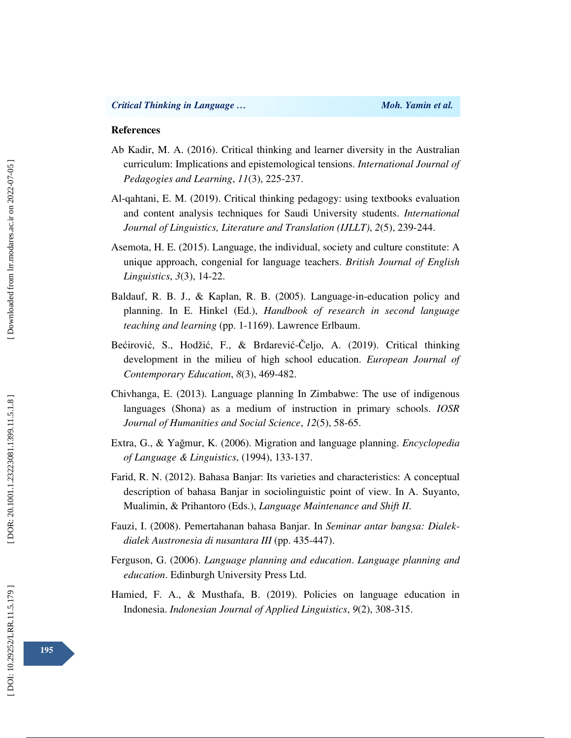## References

Ab Kadir, M. A. (2016). Critical thinking and learner diversity in the Australian curriculum: Implications and epistemological tensions. *International Journal of Pedagogies and Learning*, *11*(3), 225-237.

Al-qahtani, E. M. (2019). Critical thinking pedagogy: using textbooks evaluation and content analysis techniques for Saudi University students. *International Journal of Linguistics, Literature and Translation (IJLLT)*, *2*(5), 239-244.

Asemota, H. E. (2015). Language, the individual, society and culture constitute: A unique approach, congenial for language teachers. *British Journal of English Linguistics*, *3*(3), 14-22.

Baldauf, R. B. J., & Kaplan, R. B. (2005). Language-in-education policy and planning. In E. Hinkel (Ed.), *Handbook of research in second language teaching and learning* (pp. 1-1169). Lawrence Erlbaum.

Bećirović, S., Hodžić, F., & Brdarević-Čeljo, A. (2019). Critical thinking development in the milieu of high school education. *European Journal of Contemporary Education*, *8*(3), 469-482.

Chivhanga, E. (2013). Language planning In Zimbabwe: The use of indigenous languages (Shona) as a medium of instruction in primary schools. *IOSR Journal of Humanities and Social Science*, *12*(5), 58-65.

Extra, G., & Yağmur, K. (2006). Migration and language planning. *Encyclopedia of Language & Linguistics*, (1994), 133-137.

Farid, R. N. (2012). Bahasa Banjar: Its varieties and characteristics: A conceptual description of bahasa Banjar in sociolinguistic point of view. In A. Suyanto, Mualimin, & Prihantoro (Eds.), *Language Maintenance and Shift II*.

Fauzi, I. (2008). Pemertahanan bahasa Banjar. In *Seminar antar bangsa: Dialek-dialek Austronesia di nusantara III* (pp. 435-447).

Ferguson, G. (2006). *Language planning and education*. *Language planning and education*. Edinburgh University Press Ltd.

Hamied, F. A., & Musthafa, B. (2019). Policies on language education in Indonesia. *Indonesian Journal of Applied Linguistics*, *9*(2), 308-315.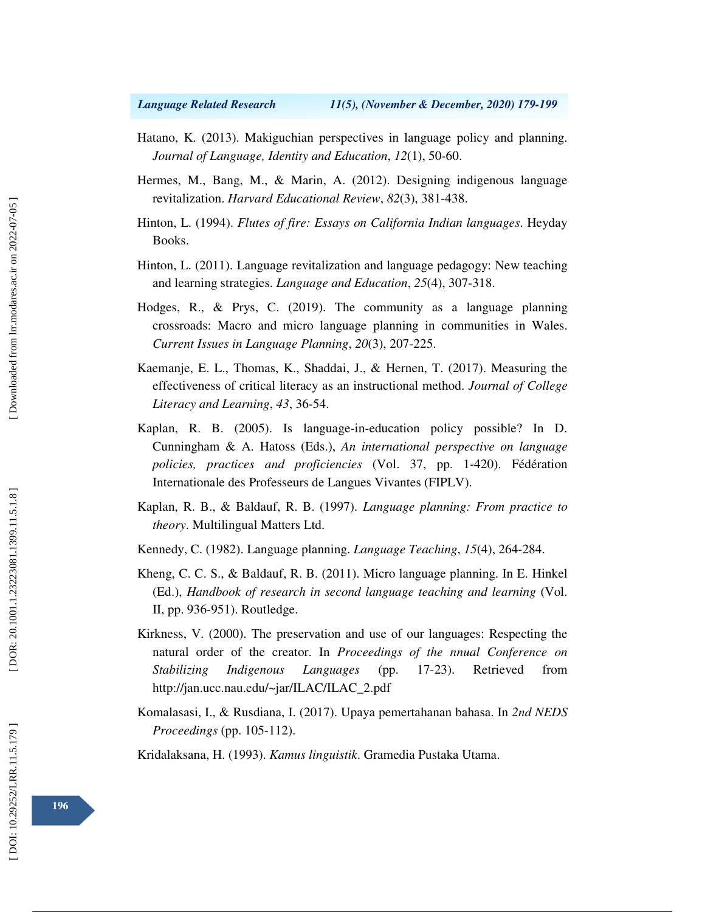Hatano, K. (2013). Makiguchian perspectives in language policy and planning. *Journal of Language, Identity and Education*, *12*(1), 50-60.

Hermes, M., Bang, M., & Marin, A. (2012). Designing indigenous language revitalization. *Harvard Educational Review*, *82*(3), 381-438.

Hinton, L. (1994). *Flutes of fire: Essays on California Indian languages*. Heyday Books.

Hinton, L. (2011). Language revitalization and language pedagogy: New teaching and learning strategies. *Language and Education*, *25*(4), 307-318.

Hodges, R., & Prys, C. (2019). The community as a language planning crossroads: Macro and micro language planning in communities in Wales. *Current Issues in Language Planning*, *20*(3), 207-225.

Kaemanje, E. L., Thomas, K., Shaddai, J., & Hernen, T. (2017). Measuring the effectiveness of critical literacy as an instructional method. *Journal of College Literacy and Learning*, *43*, 36-54.

Kaplan, R. B. (2005). Is language-in-education policy possible? In D. Cunningham & A. Hatoss (Eds.), *An international perspective on language policies, practices and proficiencies* (Vol. 37, pp. 1-420). Fédération Internationale des Professeurs de Langues Vivantes (FIPLV).

Kaplan, R. B., & Baldauf, R. B. (1997). *Language planning: From practice to theory*. Multilingual Matters Ltd.

Kennedy, C. (1982). Language planning. *Language Teaching*, *15*(4), 264-284.

Kheng, C. C. S., & Baldauf, R. B. (2011). Micro language planning. In E. Hinkel (Ed.), *Handbook of research in second language teaching and learning* (Vol. II, pp. 936-951). Routledge.

Kirkness, V. (2000). The preservation and use of our languages: Respecting the natural order of the creator. In *Proceedings of the nnual Conference on Stabilizing Indigenous Languages* (pp. 17-23). Retrieved from http://jan.ucc.nau.edu/~jar/ILAC/ILAC_2.pdf

Komalasasi, I., & Rusdiana, I. (2017). Upaya pemertahanan bahasa. In *2nd NEDS Proceedings* (pp. 105-112).

Kridalaksana, H. (1993). *Kamus linguistik*. Gramedia Pustaka Utama.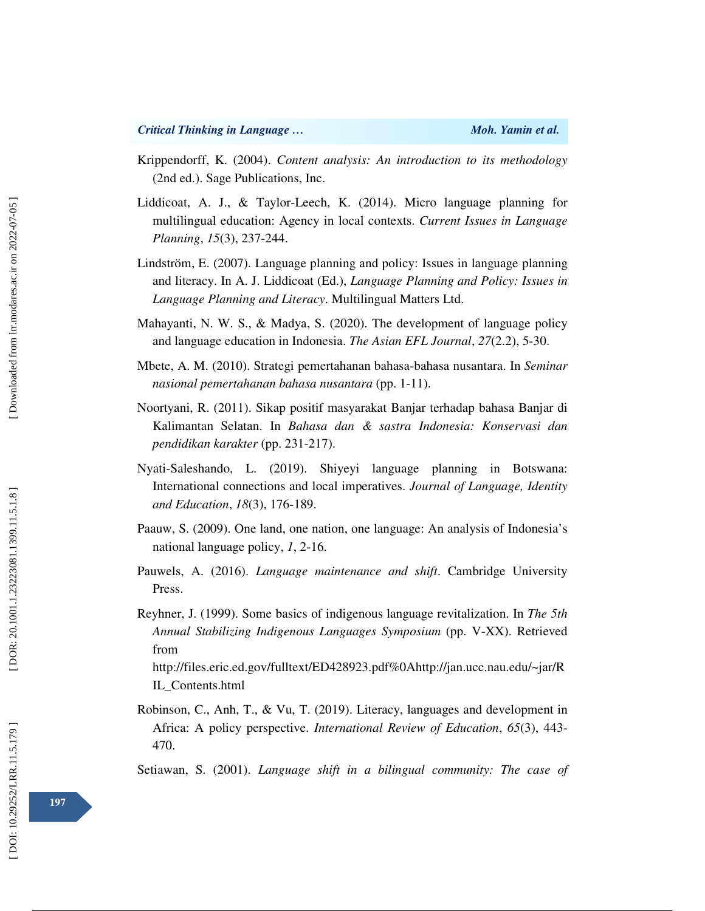Krippendorff, K. (2004). *Content analysis: An introduction to its methodology* (2nd ed.). Sage Publications, Inc.

Liddicoat, A. J., & Taylor-Leech, K. (2014). Micro language planning for multilingual education: Agency in local contexts. *Current Issues in Language Planning*, *15*(3), 237-244.

Lindström, E. (2007). Language planning and policy: Issues in language planning and literacy. In A. J. Liddicoat (Ed.), *Language Planning and Policy: Issues in Language Planning and Literacy*. Multilingual Matters Ltd.

Mahayanti, N. W. S., & Madya, S. (2020). The development of language policy and language education in Indonesia. *The Asian EFL Journal*, *27*(2.2), 5-30.

Mbete, A. M. (2010). Strategi pemertahanan bahasa-bahasa nusantara. In *Seminar nasional pemertahanan bahasa nusantara* (pp. 1-11).

Noortyani, R. (2011). Sikap positif masyarakat Banjar terhadap bahasa Banjar di Kalimantan Selatan. In *Bahasa dan & sastra Indonesia: Konservasi dan pendidikan karakter* (pp. 231-217).

Nyati-Saleshando, L. (2019). Shiyeyi language planning in Botswana: International connections and local imperatives. *Journal of Language, Identity and Education*, *18*(3), 176-189.

Paauw, S. (2009). One land, one nation, one language: An analysis of Indonesia's national language policy, *1*, 2-16.

Pauwels, A. (2016). *Language maintenance and shift*. Cambridge University Press.

Reyhner, J. (1999). Some basics of indigenous language revitalization. In *The 5th Annual Stabilizing Indigenous Languages Symposium* (pp. V-XX). Retrieved from http://files.eric.ed.gov/fulltext/ED428923.pdf%0Ahttp://jan.ucc.nau.edu/~jar/RIL_Contents.html

Robinson, C., Anh, T., & Vu, T. (2019). Literacy, languages and development in Africa: A policy perspective. *International Review of Education*, *65*(3), 443-470.

Setiawan, S. (2001). *Language shift in a bilingual community: The case of*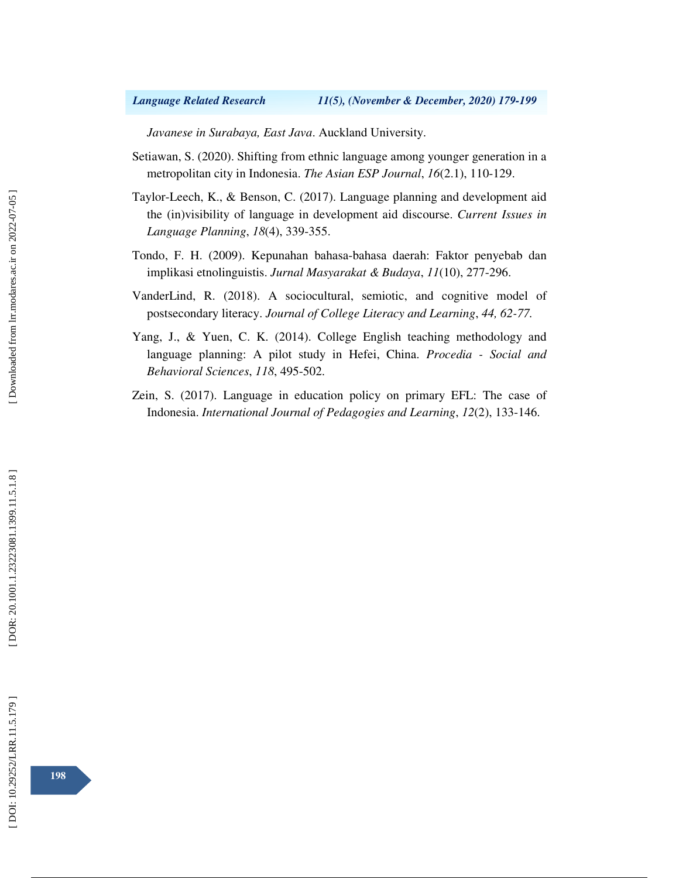*Javanese in Surabaya, East Java*. Auckland University.

Setiawan, S. (2020). Shifting from ethnic language among younger generation in a metropolitan city in Indonesia. *The Asian ESP Journal*, *16*(2.1), 110-129.

Taylor-Leech, K., & Benson, C. (2017). Language planning and development aid the (in)visibility of language in development aid discourse. *Current Issues in Language Planning*, *18*(4), 339-355.

Tondo, F. H. (2009). Kepunahan bahasa-bahasa daerah: Faktor penyebab dan implikasi etnolinguistis. *Jurnal Masyarakat & Budaya*, *11*(10), 277-296.

VanderLind, R. (2018). A sociocultural, semiotic, and cognitive model of postsecondary literacy. *Journal of College Literacy and Learning*, *44, 62-77.*

Yang, J., & Yuen, C. K. (2014). College English teaching methodology and language planning: A pilot study in Hefei, China. *Procedia - Social and Behavioral Sciences*, *118*, 495-502.

Zein, S. (2017). Language in education policy on primary EFL: The case of Indonesia. *International Journal of Pedagogies and Learning*, *12*(2), 133-146.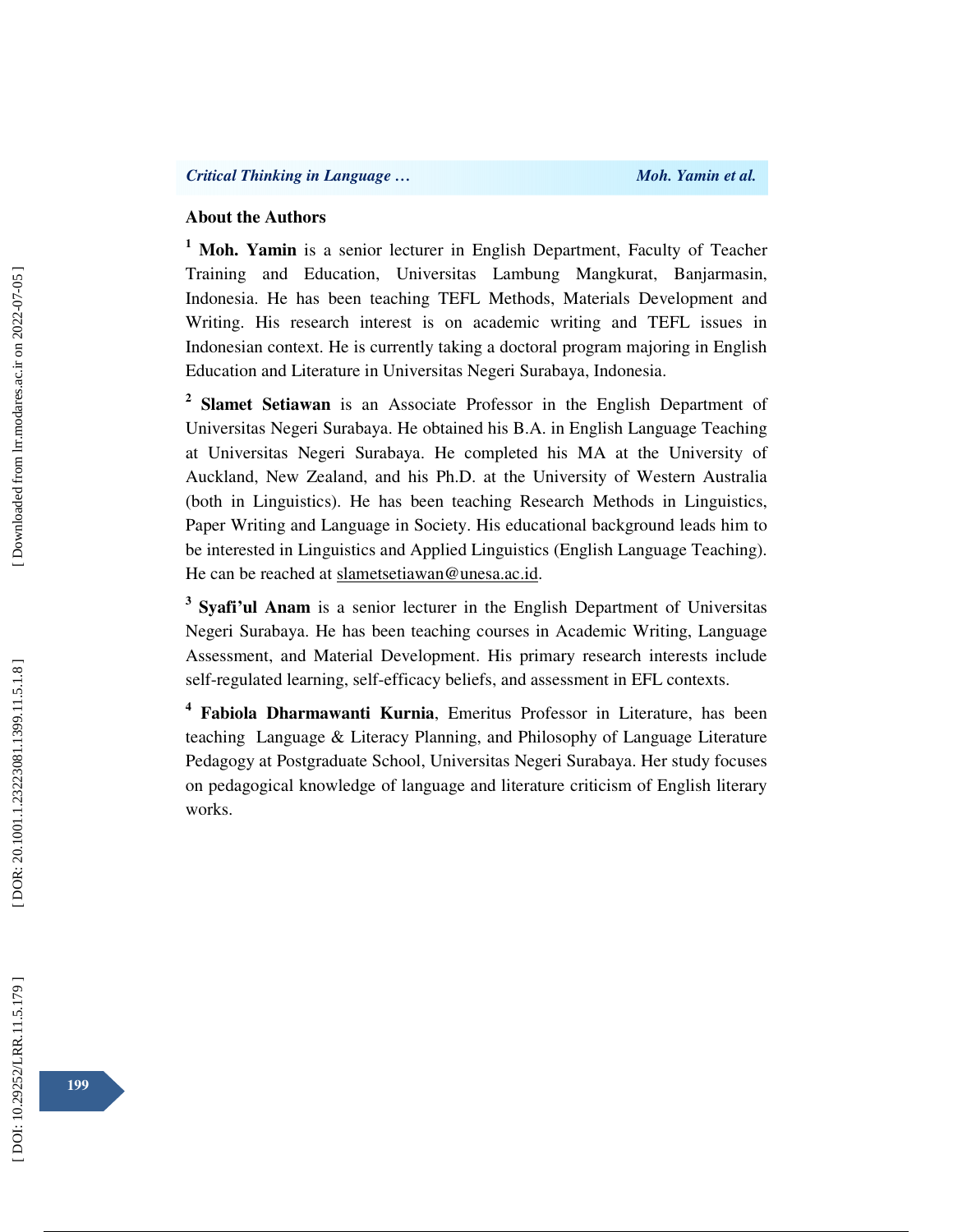## About the Authors

[1] **Moh. Yamin** is a senior lecturer in English Department, Faculty of Teacher Training and Education, Universitas Lambung Mangkurat, Banjarmasin, Indonesia. He has been teaching TEFL Methods, Materials Development and Writing. His research interest is on academic writing and TEFL issues in Indonesian context. He is currently taking a doctoral program majoring in English Education and Literature in Universitas Negeri Surabaya, Indonesia.

[2] **Slamet Setiawan** is an Associate Professor in the English Department of Universitas Negeri Surabaya. He obtained his B.A. in English Language Teaching at Universitas Negeri Surabaya. He completed his MA at the University of Auckland, New Zealand, and his Ph.D. at the University of Western Australia (both in Linguistics). He has been teaching Research Methods in Linguistics, Paper Writing and Language in Society. His educational background leads him to be interested in Linguistics and Applied Linguistics (English Language Teaching). He can be reached at slametsetiawan@unesa.ac.id.

[3] **Syafi'ul Anam** is a senior lecturer in the English Department of Universitas Negeri Surabaya. He has been teaching courses in Academic Writing, Language Assessment, and Material Development. His primary research interests include self-regulated learning, self-efficacy beliefs, and assessment in EFL contexts.

[4] **Fabiola Dharmawanti Kurnia**, Emeritus Professor in Literature, has been teaching Language & Literacy Planning, and Philosophy of Language Literature Pedagogy at Postgraduate School, Universitas Negeri Surabaya. Her study focuses on pedagogical knowledge of language and literature criticism of English literary works.